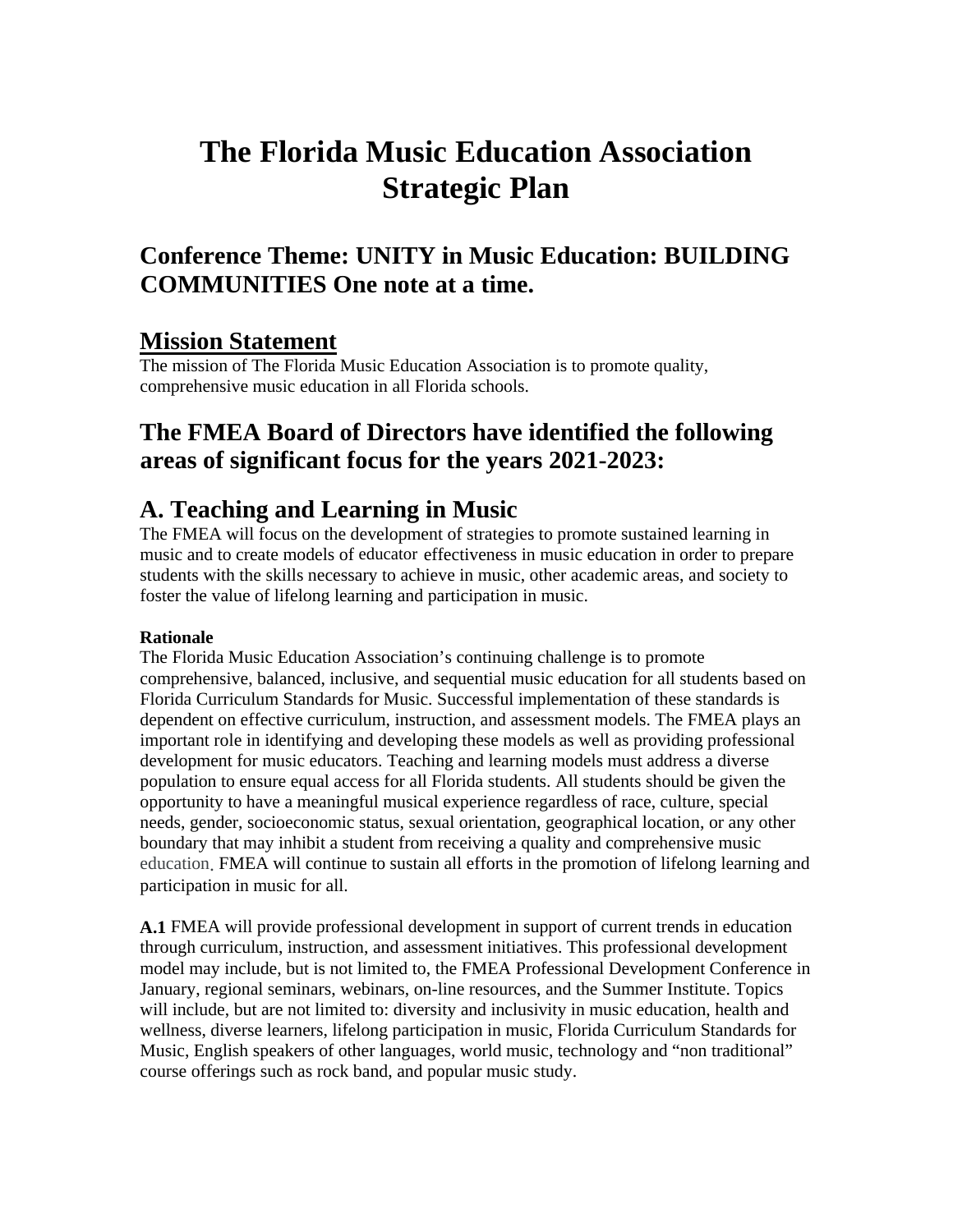# The Florida Music Education Association Strategic Plan

## Conference Theme: UNITY in Music Education: BUILDING COMMUNITIES One note at a time.

## Mission Statement

The mission of The Florida Music Education Association is to promote quality, comprehensive music education in all Florida schools.

## The FMEA Board of Directors have identified the following areas of significant focus for the years 2021-2023:

## A. Teaching and Learning in Music

The FMEA will focus on the development of strategies to promote sustained learning in music and to create models of educator effectiveness in music education in order to prepare students with the skills necessary to achieve in music, other academic areas, and society to foster the value of lifelong learning and participation in music.

**Rationale**

The Florida Music Education Association's continuing challenge is to promote comprehensive, balanced, inclusive, and sequential music education for all students based on Florida Curriculum Standards for Music. Successful implementation of these standards is dependent on effective curriculum, instruction, and assessment models. The FMEA plays an important role in identifying and developing these models as well as providing professional development for music educators. Teaching and learning models must address a diverse population to ensure equal access for all Florida students. All students should be given the opportunity to have a meaningful musical experience regardless of race, culture, special needs, gender, socioeconomic status, sexual orientation, geographical location, or any other boundary that may inhibit a student from receiving a quality and comprehensive music education. FMEA will continue to sustain all efforts in the promotion of lifelong learning and participation in music for all.

**A.1** FMEA will provide professional development in support of current trends in education through curriculum, instruction, and assessment initiatives. This professional development model may include, but is not limited to, the FMEA Professional Development Conference in January, regional seminars, webinars, on-line resources, and the Summer Institute. Topics will include, but are not limited to: diversity and inclusivity in music education, health and wellness, diverse learners, lifelong participation in music, Florida Curriculum Standards for Music, English speakers of other languages, world music, technology and "non traditional" course offerings such as rock band, and popular music study.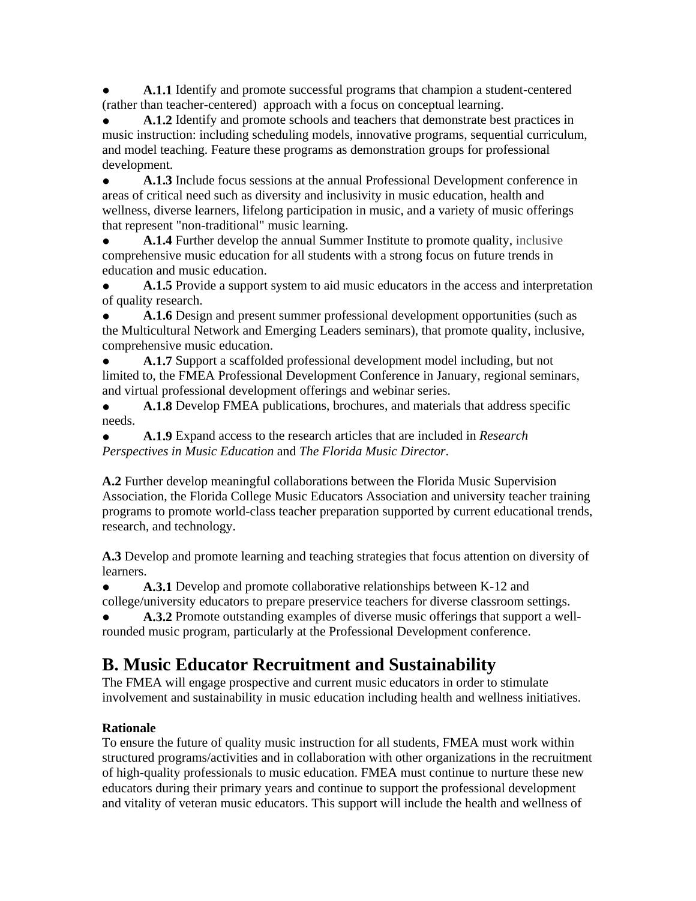- **A.1.1** Identify and promote successful programs that champion a student-centered (rather than teacher-centered) approach with a focus on conceptual learning.
- **A.1.2** Identify and promote schools and teachers that demonstrate best practices in music instruction: including scheduling models, innovative programs, sequential curriculum, and model teaching. Feature these programs as demonstration groups for professional development.
- **A.1.3** Include focus sessions at the annual Professional Development conference in areas of critical need such as diversity and inclusivity in music education, health and wellness, diverse learners, lifelong participation in music, and a variety of music offerings that represent "non-traditional" music learning.
- **A.1.4** Further develop the annual Summer Institute to promote quality, inclusive comprehensive music education for all students with a strong focus on future trends in education and music education.
- **A.1.5** Provide a support system to aid music educators in the access and interpretation of quality research.
- **A.1.6** Design and present summer professional development opportunities (such as the Multicultural Network and Emerging Leaders seminars), that promote quality, inclusive, comprehensive music education.
- **A.1.7** Support a scaffolded professional development model including, but not limited to, the FMEA Professional Development Conference in January, regional seminars, and virtual professional development offerings and webinar series.
- **A.1.8** Develop FMEA publications, brochures, and materials that address specific needs.
- **A.1.9** Expand access to the research articles that are included in *Research Perspectives in Music Education* and *The Florida Music Director*.

**A.2** Further develop meaningful collaborations between the Florida Music Supervision Association, the Florida College Music Educators Association and university teacher training programs to promote world-class teacher preparation supported by current educational trends, research, and technology.

**A.3** Develop and promote learning and teaching strategies that focus attention on diversity of learners.

- **A.3.1** Develop and promote collaborative relationships between K-12 and college/university educators to prepare preservice teachers for diverse classroom settings.
- **A.3.2** Promote outstanding examples of diverse music offerings that support a well-rounded music program, particularly at the Professional Development conference.

## B. Music Educator Recruitment and Sustainability

The FMEA will engage prospective and current music educators in order to stimulate involvement and sustainability in music education including health and wellness initiatives.

**Rationale**

To ensure the future of quality music instruction for all students, FMEA must work within structured programs/activities and in collaboration with other organizations in the recruitment of high-quality professionals to music education. FMEA must continue to nurture these new educators during their primary years and continue to support the professional development and vitality of veteran music educators. This support will include the health and wellness of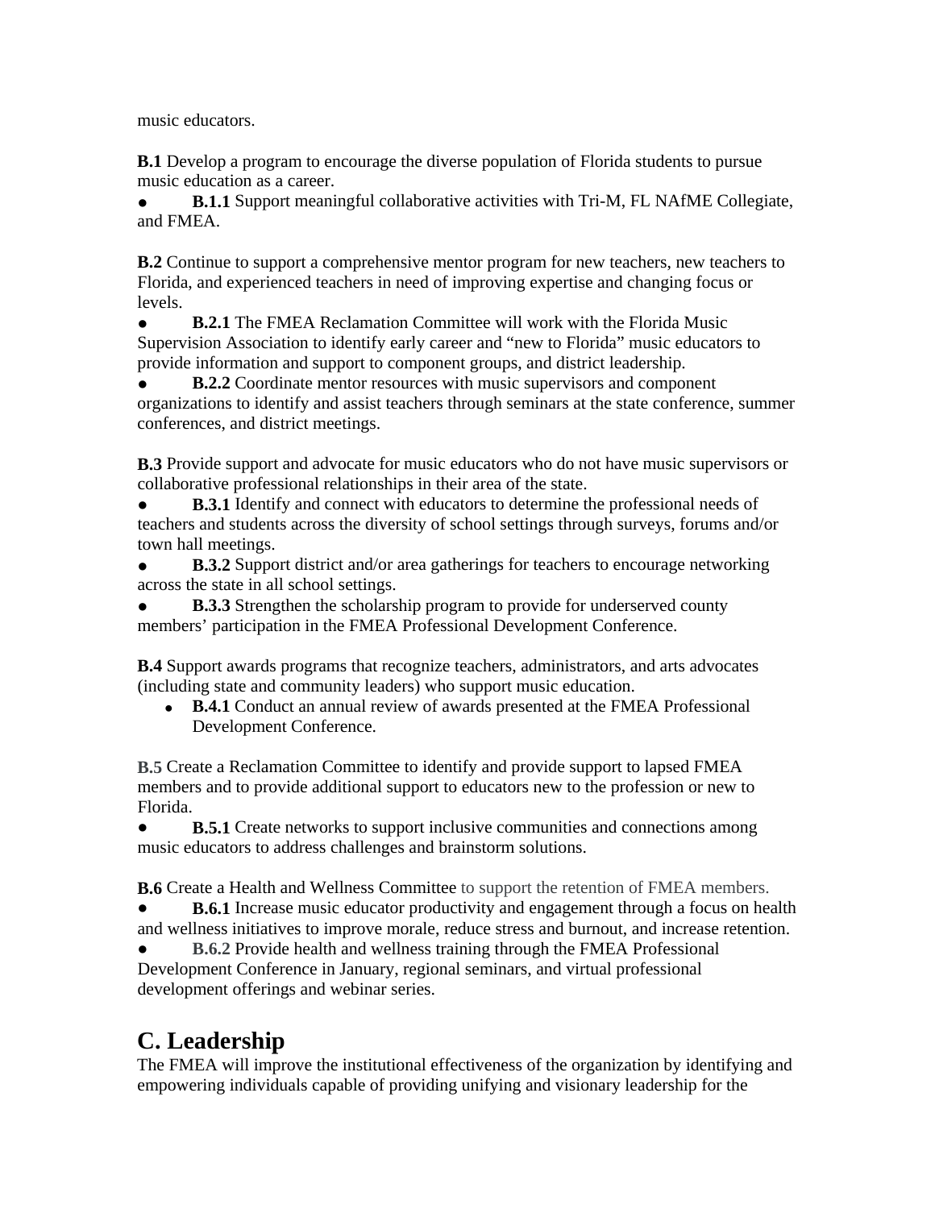music educators.

**B.1** Develop a program to encourage the diverse population of Florida students to pursue music education as a career.

- **B.1.1** Support meaningful collaborative activities with Tri-M, FL NAfME Collegiate, and FMEA.

**B.2** Continue to support a comprehensive mentor program for new teachers, new teachers to Florida, and experienced teachers in need of improving expertise and changing focus or levels.

- **B.2.1** The FMEA Reclamation Committee will work with the Florida Music Supervision Association to identify early career and "new to Florida" music educators to provide information and support to component groups, and district leadership.
- **B.2.2** Coordinate mentor resources with music supervisors and component organizations to identify and assist teachers through seminars at the state conference, summer conferences, and district meetings.

**B.3** Provide support and advocate for music educators who do not have music supervisors or collaborative professional relationships in their area of the state.

- **B.3.1** Identify and connect with educators to determine the professional needs of teachers and students across the diversity of school settings through surveys, forums and/or town hall meetings.
- **B.3.2** Support district and/or area gatherings for teachers to encourage networking across the state in all school settings.
- **B.3.3** Strengthen the scholarship program to provide for underserved county members' participation in the FMEA Professional Development Conference.

**B.4** Support awards programs that recognize teachers, administrators, and arts advocates (including state and community leaders) who support music education.

- **B.4.1** Conduct an annual review of awards presented at the FMEA Professional Development Conference.

**B.5** Create a Reclamation Committee to identify and provide support to lapsed FMEA members and to provide additional support to educators new to the profession or new to Florida.

- **B.5.1** Create networks to support inclusive communities and connections among music educators to address challenges and brainstorm solutions.

**B.6** Create a Health and Wellness Committee to support the retention of FMEA members.

- **B.6.1** Increase music educator productivity and engagement through a focus on health and wellness initiatives to improve morale, reduce stress and burnout, and increase retention.
- **B.6.2** Provide health and wellness training through the FMEA Professional Development Conference in January, regional seminars, and virtual professional development offerings and webinar series.

## C. Leadership

The FMEA will improve the institutional effectiveness of the organization by identifying and empowering individuals capable of providing unifying and visionary leadership for the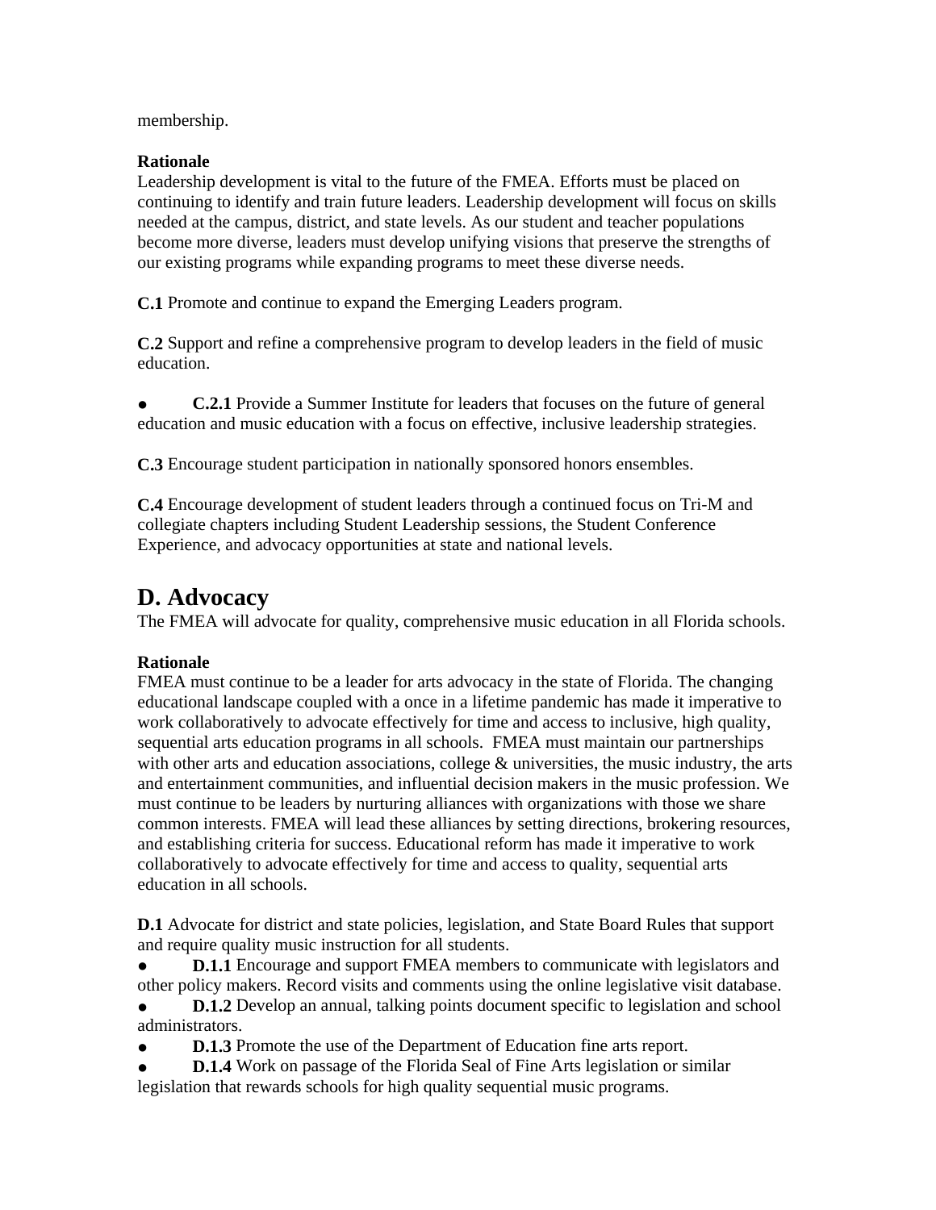membership.

**Rationale**
Leadership development is vital to the future of the FMEA. Efforts must be placed on continuing to identify and train future leaders. Leadership development will focus on skills needed at the campus, district, and state levels. As our student and teacher populations become more diverse, leaders must develop unifying visions that preserve the strengths of our existing programs while expanding programs to meet these diverse needs.

**C.1** Promote and continue to expand the Emerging Leaders program.

**C.2** Support and refine a comprehensive program to develop leaders in the field of music education.

- **C.2.1** Provide a Summer Institute for leaders that focuses on the future of general education and music education with a focus on effective, inclusive leadership strategies.

**C.3** Encourage student participation in nationally sponsored honors ensembles.

**C.4** Encourage development of student leaders through a continued focus on Tri-M and collegiate chapters including Student Leadership sessions, the Student Conference Experience, and advocacy opportunities at state and national levels.

## D. Advocacy

The FMEA will advocate for quality, comprehensive music education in all Florida schools.

**Rationale**
FMEA must continue to be a leader for arts advocacy in the state of Florida. The changing educational landscape coupled with a once in a lifetime pandemic has made it imperative to work collaboratively to advocate effectively for time and access to inclusive, high quality, sequential arts education programs in all schools. FMEA must maintain our partnerships with other arts and education associations, college & universities, the music industry, the arts and entertainment communities, and influential decision makers in the music profession. We must continue to be leaders by nurturing alliances with organizations with those we share common interests. FMEA will lead these alliances by setting directions, brokering resources, and establishing criteria for success. Educational reform has made it imperative to work collaboratively to advocate effectively for time and access to quality, sequential arts education in all schools.

**D.1** Advocate for district and state policies, legislation, and State Board Rules that support and require quality music instruction for all students.

- **D.1.1** Encourage and support FMEA members to communicate with legislators and other policy makers. Record visits and comments using the online legislative visit database.
- **D.1.2** Develop an annual, talking points document specific to legislation and school administrators.
- **D.1.3** Promote the use of the Department of Education fine arts report.
- **D.1.4** Work on passage of the Florida Seal of Fine Arts legislation or similar legislation that rewards schools for high quality sequential music programs.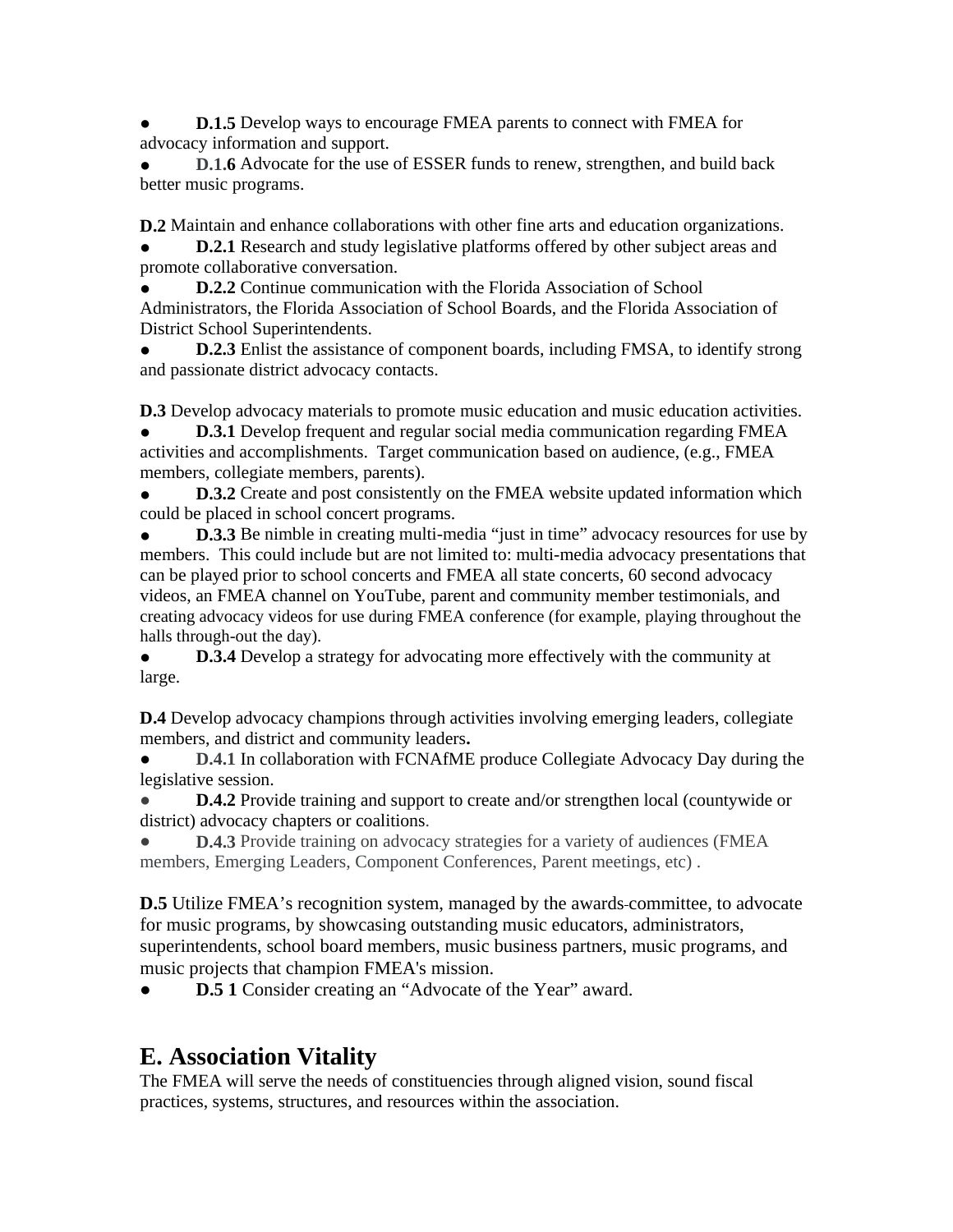- **D.1.5** Develop ways to encourage FMEA parents to connect with FMEA for advocacy information and support.
- **D.1.6** Advocate for the use of ESSER funds to renew, strengthen, and build back better music programs.

**D.2** Maintain and enhance collaborations with other fine arts and education organizations.

- **D.2.1** Research and study legislative platforms offered by other subject areas and promote collaborative conversation.
- **D.2.2** Continue communication with the Florida Association of School Administrators, the Florida Association of School Boards, and the Florida Association of District School Superintendents.
- **D.2.3** Enlist the assistance of component boards, including FMSA, to identify strong and passionate district advocacy contacts.

**D.3** Develop advocacy materials to promote music education and music education activities.

- **D.3.1** Develop frequent and regular social media communication regarding FMEA activities and accomplishments. Target communication based on audience, (e.g., FMEA members, collegiate members, parents).
- **D.3.2** Create and post consistently on the FMEA website updated information which could be placed in school concert programs.
- **D.3.3** Be nimble in creating multi-media "just in time" advocacy resources for use by members. This could include but are not limited to: multi-media advocacy presentations that can be played prior to school concerts and FMEA all state concerts, 60 second advocacy videos, an FMEA channel on YouTube, parent and community member testimonials, and creating advocacy videos for use during FMEA conference (for example, playing throughout the halls through-out the day).
- **D.3.4** Develop a strategy for advocating more effectively with the community at large.

**D.4** Develop advocacy champions through activities involving emerging leaders, collegiate members, and district and community leaders**.**

- **D.4.1** In collaboration with FCNAfME produce Collegiate Advocacy Day during the legislative session.
- **D.4.2** Provide training and support to create and/or strengthen local (countywide or district) advocacy chapters or coalitions.
- **D.4.3** Provide training on advocacy strategies for a variety of audiences (FMEA members, Emerging Leaders, Component Conferences, Parent meetings, etc) .

**D.5** Utilize FMEA's recognition system, managed by the awards committee, to advocate for music programs, by showcasing outstanding music educators, administrators, superintendents, school board members, music business partners, music programs, and music projects that champion FMEA's mission.

- **D.5 1** Consider creating an "Advocate of the Year" award.

## E. Association Vitality

The FMEA will serve the needs of constituencies through aligned vision, sound fiscal practices, systems, structures, and resources within the association.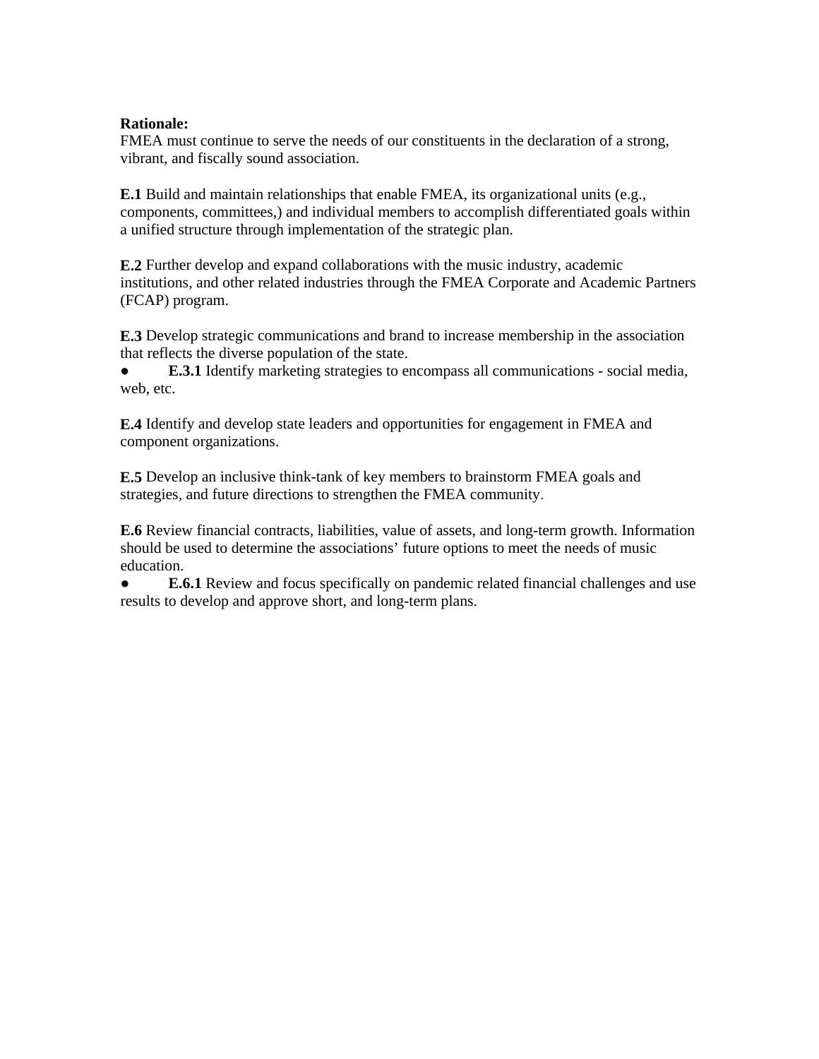**Rationale:**
FMEA must continue to serve the needs of our constituents in the declaration of a strong, vibrant, and fiscally sound association.

**E.1** Build and maintain relationships that enable FMEA, its organizational units (e.g., components, committees,) and individual members to accomplish differentiated goals within a unified structure through implementation of the strategic plan.

**E.2** Further develop and expand collaborations with the music industry, academic institutions, and other related industries through the FMEA Corporate and Academic Partners (FCAP) program.

**E.3** Develop strategic communications and brand to increase membership in the association that reflects the diverse population of the state.

- **E.3.1** Identify marketing strategies to encompass all communications - social media, web, etc.

**E.4** Identify and develop state leaders and opportunities for engagement in FMEA and component organizations.

**E.5** Develop an inclusive think-tank of key members to brainstorm FMEA goals and strategies, and future directions to strengthen the FMEA community.

**E.6** Review financial contracts, liabilities, value of assets, and long-term growth. Information should be used to determine the associations' future options to meet the needs of music education.

- **E.6.1** Review and focus specifically on pandemic related financial challenges and use results to develop and approve short, and long-term plans.